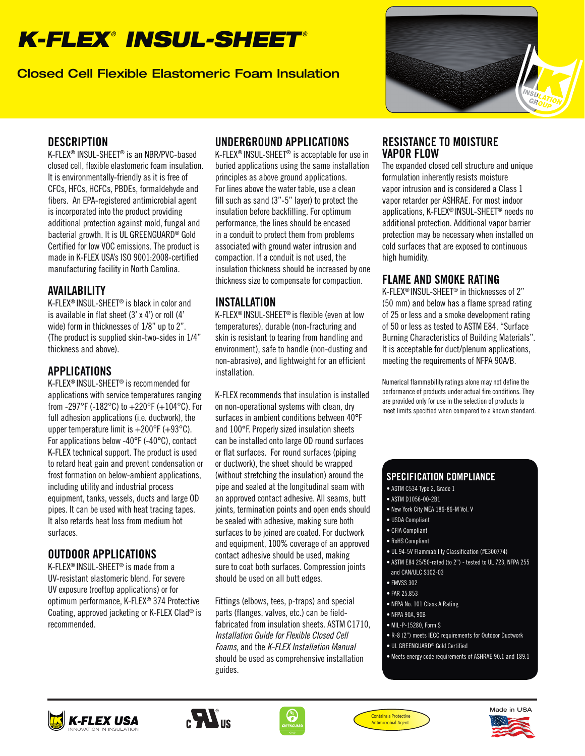# K-FLEX® INSUL-SHEET®

## Closed Cell Flexible Elastomeric Foam Insulation

## DESCRIPTION

K-FLEX® INSUL-SHEET® is an NBR/PVC-based closed cell, flexible elastomeric foam insulation. It is environmentally-friendly as it is free of CFCs, HFCs, HCFCs, PBDEs, formaldehyde and fibers. An EPA-registered antimicrobial agent is incorporated into the product providing additional protection against mold, fungal and bacterial growth. It is UL GREENGUARD® Gold Certified for low VOC emissions. The product is made in K-FLEX USA's ISO 9001:2008-certified manufacturing facility in North Carolina.

## AVAILABILITY

K-FLEX® INSUL-SHEET® is black in color and is available in flat sheet (3' x 4') or roll (4' wide) form in thicknesses of 1/8" up to 2". (The product is supplied skin-two-sides in 1/4" thickness and above).

## APPLICATIONS

K-FLEX® INSUL-SHEET® is recommended for applications with service temperatures ranging from -297°F (-182°C) to +220°F (+104°C). For full adhesion applications (i.e. ductwork), the upper temperature limit is +200°F (+93°C). For applications below -40°F (-40°C), contact K-FLEX technical support. The product is used to retard heat gain and prevent condensation or frost formation on below-ambient applications, including utility and industrial process equipment, tanks, vessels, ducts and large OD pipes. It can be used with heat tracing tapes. It also retards heat loss from medium hot surfaces.

## OUTDOOR APPLICATIONS

K-FLEX® INSUL-SHEET® is made from a UV-resistant elastomeric blend. For severe UV exposure (rooftop applications) or for optimum performance, K-FLEX® 374 Protective Coating, approved jacketing or K-FLEX Clad® is recommended.

## UNDERGROUND APPLICATIONS

K-FLEX® INSUL-SHEET® is acceptable for use in buried applications using the same installation principles as above ground applications. For lines above the water table, use a clean fill such as sand (3"-5" layer) to protect the insulation before backfilling. For optimum performance, the lines should be encased in a conduit to protect them from problems associated with ground water intrusion and compaction. If a conduit is not used, the insulation thickness should be increased by one thickness size to compensate for compaction.

## INSTALLATION

K-FLEX® INSUL-SHEET® is flexible (even at low temperatures), durable (non-fracturing and skin is resistant to tearing from handling and environment), safe to handle (non-dusting and non-abrasive), and lightweight for an efficient installation.

K-FLEX recommends that insulation is installed on non-operational systems with clean, dry surfaces in ambient conditions between 40°F and 100°F. Properly sized insulation sheets can be installed onto large OD round surfaces or flat surfaces. For round surfaces (piping or ductwork), the sheet should be wrapped (without stretching the insulation) around the pipe and sealed at the longitudinal seam with an approved contact adhesive. All seams, butt joints, termination points and open ends should be sealed with adhesive, making sure both surfaces to be joined are coated. For ductwork and equipment, 100% coverage of an approved contact adhesive should be used, making sure to coat both surfaces. Compression joints should be used on all butt edges.

Fittings (elbows, tees, p-traps) and special parts (flanges, valves, etc.) can be field-fabricated from insulation sheets. ASTM C1710, *Installation Guide for Flexible Closed Cell Foams*, and the *K-FLEX Installation Manual* should be used as comprehensive installation guides.

## RESISTANCE TO MOISTURE VAPOR FLOW

The expanded closed cell structure and unique formulation inherently resists moisture vapor intrusion and is considered a Class 1 vapor retarder per ASHRAE. For most indoor applications, K-FLEX® INSUL-SHEET® needs no additional protection. Additional vapor barrier protection may be necessary when installed on cold surfaces that are exposed to continuous high humidity.

## FLAME AND SMOKE RATING

K-FLEX® INSUL-SHEET® in thicknesses of 2" (50 mm) and below has a flame spread rating of 25 or less and a smoke development rating of 50 or less as tested to ASTM E84, "Surface Burning Characteristics of Building Materials". It is acceptable for duct/plenum applications, meeting the requirements of NFPA 90A/B.

Numerical flammability ratings alone may not define the performance of products under actual fire conditions. They are provided only for use in the selection of products to meet limits specified when compared to a known standard.

## SPECIFICATION COMPLIANCE

- ASTM C534 Type 2, Grade 1
- ASTM D1056-00-2B1
- New York City MEA 186-86-M Vol. V
- USDA Compliant
- CFIA Compliant
- RoHS Compliant
- UL 94-5V Flammability Classification (#E300774)
- ASTM E84 25/50-rated (to 2") - tested to UL 723, NFPA 255 and CAN/ULC S102-03
- FMVSS 302
- FAR 25.853
- NFPA No. 101 Class A Rating
- NFPA 90A, 90B
- MIL-P-15280, Form S
- R-8 (2") meets IECC requirements for Outdoor Ductwork
- UL GREENGUARD® Gold Certified
- Meets energy code requirements of ASHRAE 90.1 and 189.1

K-FLEX USA — INNOVATION IN INSULATION

Contains a Protective Antimicrobial Agent

Made in USA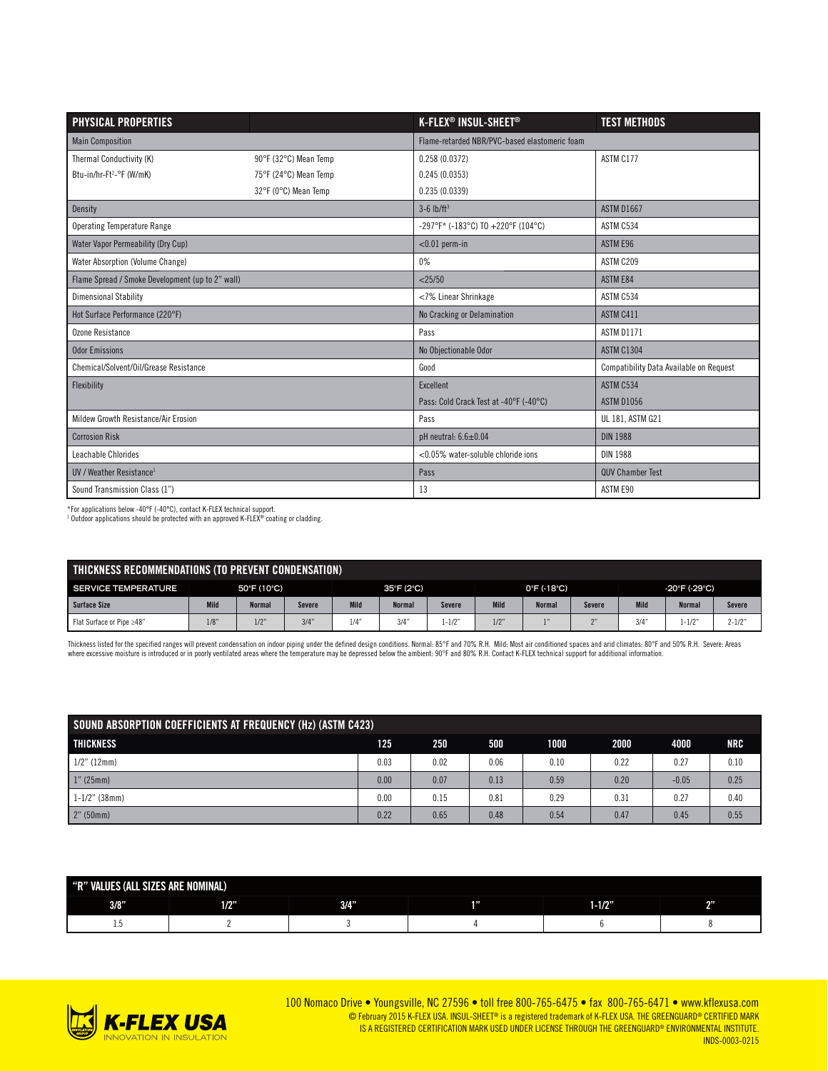| PHYSICAL PROPERTIES | | K-FLEX® INSUL-SHEET® | TEST METHODS |
|---|---|---|---|
| Main Composition | | Flame-retarded NBR/PVC-based elastomeric foam | |
| Thermal Conductivity (K) | 90°F (32°C) Mean Temp | 0.258 (0.0372) | ASTM C177 |
| Btu-in/hr-Ft²-°F (W/mK) | 75°F (24°C) Mean Temp | 0.245 (0.0353) | |
| | 32°F (0°C) Mean Temp | 0.235 (0.0339) | |
| Density | | 3-6 lb/ft³ | ASTM D1667 |
| Operating Temperature Range | | -297°F* (-183°C) TO +220°F (104°C) | ASTM C534 |
| Water Vapor Permeability (Dry Cup) | | <0.01 perm-in | ASTM E96 |
| Water Absorption (Volume Change) | | 0% | ASTM C209 |
| Flame Spread / Smoke Development (up to 2" wall) | | <25/50 | ASTM E84 |
| Dimensional Stability | | <7% Linear Shrinkage | ASTM C534 |
| Hot Surface Performance (220°F) | | No Cracking or Delamination | ASTM C411 |
| Ozone Resistance | | Pass | ASTM D1171 |
| Odor Emissions | | No Objectionable Odor | ASTM C1304 |
| Chemical/Solvent/Oil/Grease Resistance | | Good | Compatibility Data Available on Request |
| Flexibility | | Excellent | ASTM C534 |
| | | Pass: Cold Crack Test at -40°F (-40°C) | ASTM D1056 |
| Mildew Growth Resistance/Air Erosion | | Pass | UL 181, ASTM G21 |
| Corrosion Risk | | pH neutral: 6.6±0.04 | DIN 1988 |
| Leachable Chlorides | | <0.05% water-soluble chloride ions | DIN 1988 |
| UV / Weather Resistance[1] | | Pass | QUV Chamber Test |
| Sound Transmission Class (1") | | 13 | ASTM E90 |

*For applications below -40°F (-40°C), contact K-FLEX technical support.
[1] Outdoor applications should be protected with an approved K-FLEX® coating or cladding.

## THICKNESS RECOMMENDATIONS (TO PREVENT CONDENSATION)

| SERVICE TEMPERATURE | 50°F (10°C) | | | 35°F (2°C) | | | 0°F (-18°C) | | | -20°F (-29°C) | | |
|---|---|---|---|---|---|---|---|---|---|---|---|---|
| Surface Size | Mild | Normal | Severe | Mild | Normal | Severe | Mild | Normal | Severe | Mild | Normal | Severe |
| Flat Surface or Pipe ≥48" | 1/8" | 1/2" | 3/4" | 1/4" | 3/4" | 1-1/2" | 1/2" | 1" | 2" | 3/4" | 1-1/2" | 2-1/2" |

Thickness listed for the specified ranges will prevent condensation on indoor piping under the defined design conditions. Normal: 85°F and 70% R.H. Mild: Most air conditioned spaces and arid climates: 80°F and 50% R.H. Severe: Areas where excessive moisture is introduced or in poorly ventilated areas where the temperature may be depressed below the ambient: 90°F and 80% R.H. Contact K-FLEX technical support for additional information.

## SOUND ABSORPTION COEFFICIENTS AT FREQUENCY (Hz) (ASTM C423)

| THICKNESS | 125 | 250 | 500 | 1000 | 2000 | 4000 | NRC |
|---|---|---|---|---|---|---|---|
| 1/2" (12mm) | 0.03 | 0.02 | 0.06 | 0.10 | 0.22 | 0.27 | 0.10 |
| 1" (25mm) | 0.00 | 0.07 | 0.13 | 0.59 | 0.20 | -0.05 | 0.25 |
| 1-1/2" (38mm) | 0.00 | 0.15 | 0.81 | 0.29 | 0.31 | 0.27 | 0.40 |
| 2" (50mm) | 0.22 | 0.65 | 0.48 | 0.54 | 0.47 | 0.45 | 0.55 |

## "R" VALUES (ALL SIZES ARE NOMINAL)

| 3/8" | 1/2" | 3/4" | 1" | 1-1/2" | 2" |
|---|---|---|---|---|---|
| 1.5 | 2 | 3 | 4 | 6 | 8 |

K-FLEX USA
INNOVATION IN INSULATION

100 Nomaco Drive • Youngsville, NC 27596 • toll free 800-765-6475 • fax 800-765-6471 • www.kflexusa.com
© February 2015 K-FLEX USA. INSUL-SHEET® is a registered trademark of K-FLEX USA. THE GREENGUARD® CERTIFIED MARK IS A REGISTERED CERTIFICATION MARK USED UNDER LICENSE THROUGH THE GREENGUARD® ENVIRONMENTAL INSTITUTE.
INDS-0003-0215